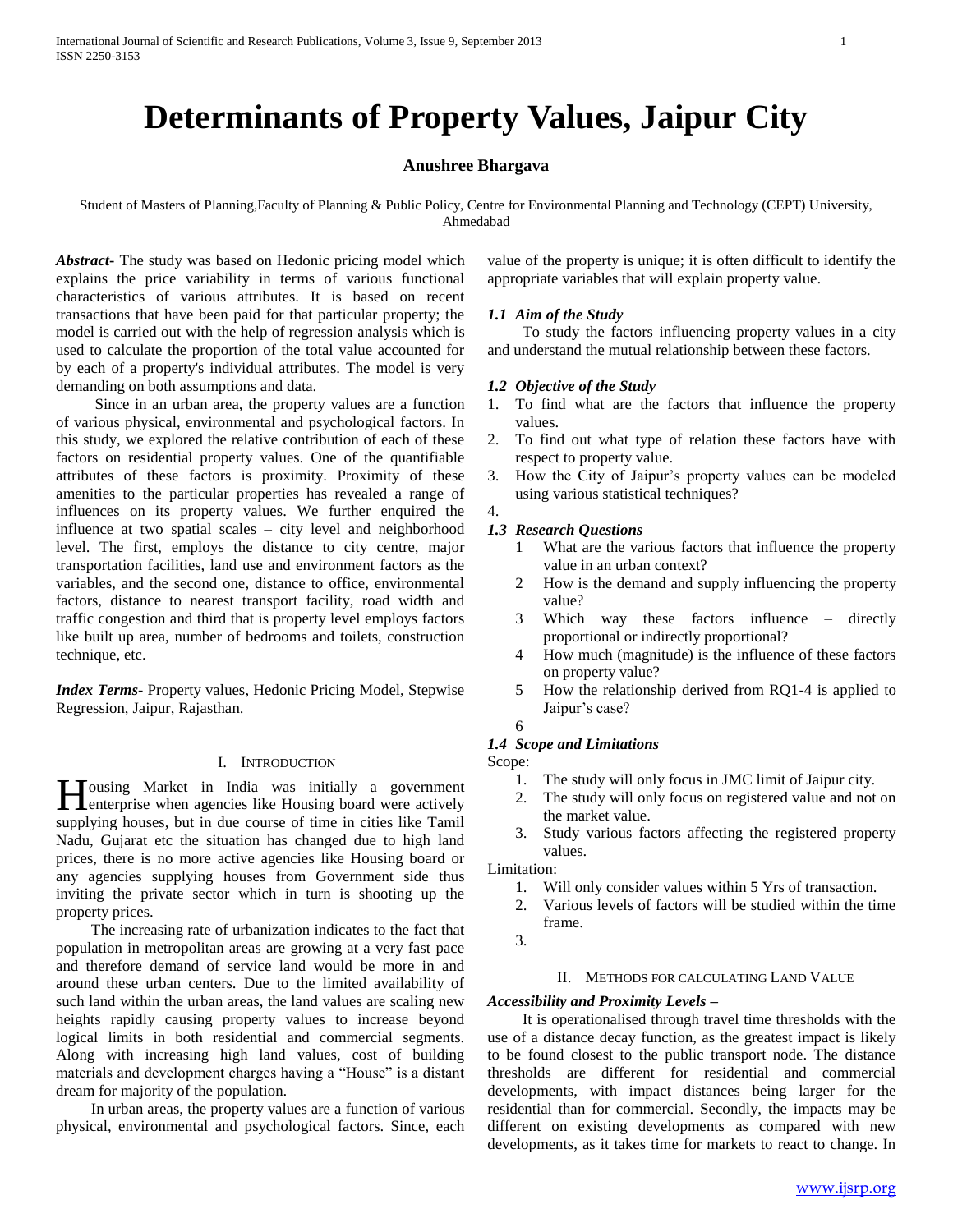# Determinants of Property Values, Jaipur City

**Anushree Bhargava**

Student of Masters of Planning,Faculty of Planning & Public Policy, Centre for Environmental Planning and Technology (CEPT) University, Ahmedabad

***Abstract*-** The study was based on Hedonic pricing model which explains the price variability in terms of various functional characteristics of various attributes. It is based on recent transactions that have been paid for that particular property; the model is carried out with the help of regression analysis which is used to calculate the proportion of the total value accounted for by each of a property's individual attributes. The model is very demanding on both assumptions and data.

Since in an urban area, the property values are a function of various physical, environmental and psychological factors. In this study, we explored the relative contribution of each of these factors on residential property values. One of the quantifiable attributes of these factors is proximity. Proximity of these amenities to the particular properties has revealed a range of influences on its property values. We further enquired the influence at two spatial scales – city level and neighborhood level. The first, employs the distance to city centre, major transportation facilities, land use and environment factors as the variables, and the second one, distance to office, environmental factors, distance to nearest transport facility, road width and traffic congestion and third that is property level employs factors like built up area, number of bedrooms and toilets, construction technique, etc.

***Index Terms*-** Property values, Hedonic Pricing Model, Stepwise Regression, Jaipur, Rajasthan.

## I. Introduction

Housing Market in India was initially a government enterprise when agencies like Housing board were actively supplying houses, but in due course of time in cities like Tamil Nadu, Gujarat etc the situation has changed due to high land prices, there is no more active agencies like Housing board or any agencies supplying houses from Government side thus inviting the private sector which in turn is shooting up the property prices.

The increasing rate of urbanization indicates to the fact that population in metropolitan areas are growing at a very fast pace and therefore demand of service land would be more in and around these urban centers. Due to the limited availability of such land within the urban areas, the land values are scaling new heights rapidly causing property values to increase beyond logical limits in both residential and commercial segments. Along with increasing high land values, cost of building materials and development charges having a "House" is a distant dream for majority of the population.

In urban areas, the property values are a function of various physical, environmental and psychological factors. Since, each value of the property is unique; it is often difficult to identify the appropriate variables that will explain property value.

### *1.1 Aim of the Study*

To study the factors influencing property values in a city and understand the mutual relationship between these factors.

### *1.2 Objective of the Study*

1. To find what are the factors that influence the property values.
2. To find out what type of relation these factors have with respect to property value.
3. How the City of Jaipur's property values can be modeled using various statistical techniques?
4.

### *1.3 Research Questions*

1. What are the various factors that influence the property value in an urban context?
2. How is the demand and supply influencing the property value?
3. Which way these factors influence – directly proportional or indirectly proportional?
4. How much (magnitude) is the influence of these factors on property value?
5. How the relationship derived from RQ1-4 is applied to Jaipur's case?
6.

### *1.4 Scope and Limitations*

Scope:

1. The study will only focus in JMC limit of Jaipur city.
2. The study will only focus on registered value and not on the market value.
3. Study various factors affecting the registered property values.

Limitation:

1. Will only consider values within 5 Yrs of transaction.
2. Various levels of factors will be studied within the time frame.
3.

## II. Methods for Calculating Land Value

***Accessibility and Proximity Levels –***

It is operationalised through travel time thresholds with the use of a distance decay function, as the greatest impact is likely to be found closest to the public transport node. The distance thresholds are different for residential and commercial developments, with impact distances being larger for the residential than for commercial. Secondly, the impacts may be different on existing developments as compared with new developments, as it takes time for markets to react to change. In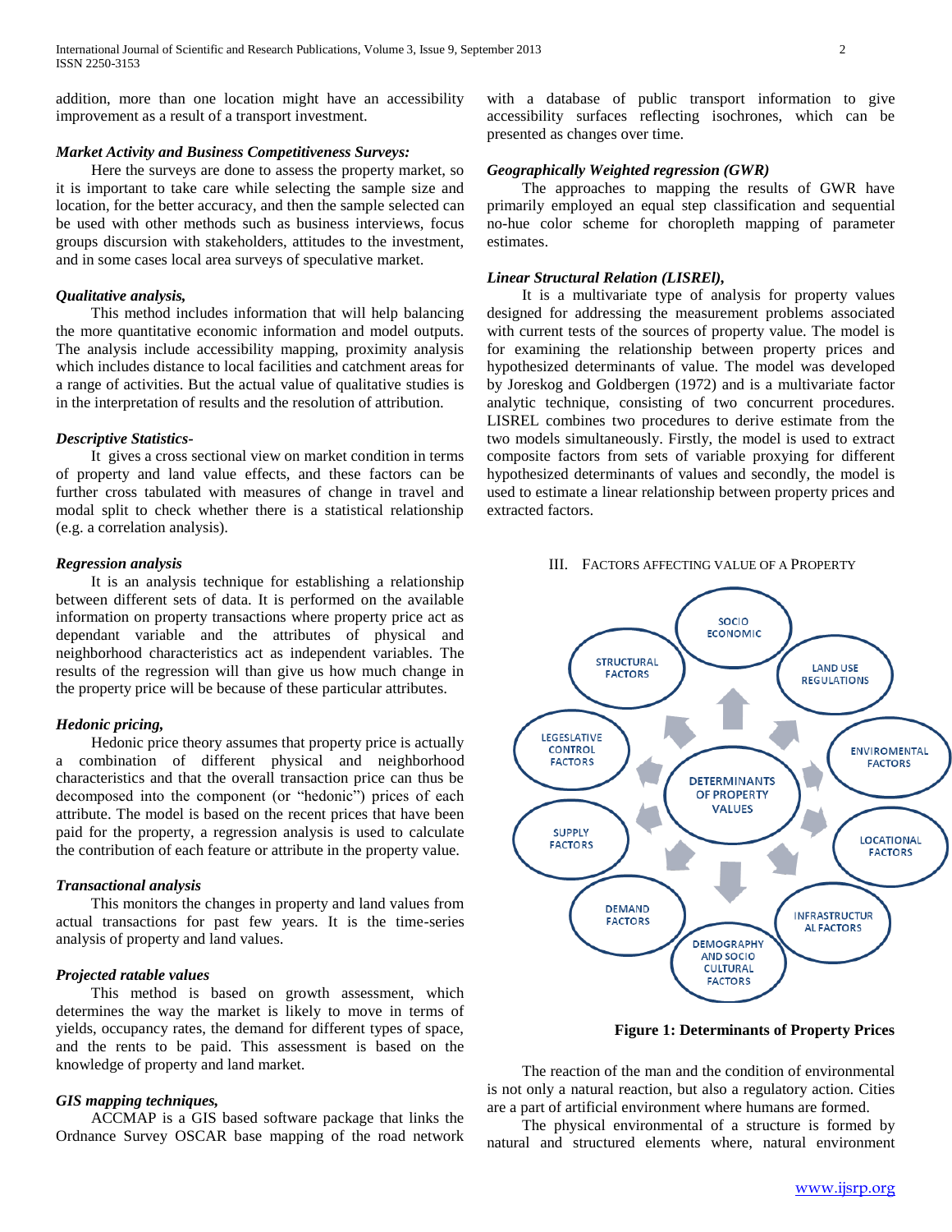addition, more than one location might have an accessibility improvement as a result of a transport investment.

### *Market Activity and Business Competitiveness Surveys:*

Here the surveys are done to assess the property market, so it is important to take care while selecting the sample size and location, for the better accuracy, and then the sample selected can be used with other methods such as business interviews, focus groups discursion with stakeholders, attitudes to the investment, and in some cases local area surveys of speculative market.

### *Qualitative analysis,*

This method includes information that will help balancing the more quantitative economic information and model outputs. The analysis include accessibility mapping, proximity analysis which includes distance to local facilities and catchment areas for a range of activities. But the actual value of qualitative studies is in the interpretation of results and the resolution of attribution.

### *Descriptive Statistics-*

It gives a cross sectional view on market condition in terms of property and land value effects, and these factors can be further cross tabulated with measures of change in travel and modal split to check whether there is a statistical relationship (e.g. a correlation analysis).

### *Regression analysis*

It is an analysis technique for establishing a relationship between different sets of data. It is performed on the available information on property transactions where property price act as dependant variable and the attributes of physical and neighborhood characteristics act as independent variables. The results of the regression will than give us how much change in the property price will be because of these particular attributes.

### *Hedonic pricing,*

Hedonic price theory assumes that property price is actually a combination of different physical and neighborhood characteristics and that the overall transaction price can thus be decomposed into the component (or "hedonic") prices of each attribute. The model is based on the recent prices that have been paid for the property, a regression analysis is used to calculate the contribution of each feature or attribute in the property value.

### *Transactional analysis*

This monitors the changes in property and land values from actual transactions for past few years. It is the time-series analysis of property and land values.

### *Projected ratable values*

This method is based on growth assessment, which determines the way the market is likely to move in terms of yields, occupancy rates, the demand for different types of space, and the rents to be paid. This assessment is based on the knowledge of property and land market.

### *GIS mapping techniques,*

ACCMAP is a GIS based software package that links the Ordnance Survey OSCAR base mapping of the road network with a database of public transport information to give accessibility surfaces reflecting isochrones, which can be presented as changes over time.

### *Geographically Weighted regression (GWR)*

The approaches to mapping the results of GWR have primarily employed an equal step classification and sequential no-hue color scheme for choropleth mapping of parameter estimates.

### *Linear Structural Relation (LISREl),*

It is a multivariate type of analysis for property values designed for addressing the measurement problems associated with current tests of the sources of property value. The model is for examining the relationship between property prices and hypothesized determinants of value. The model was developed by Joreskog and Goldbergen (1972) and is a multivariate factor analytic technique, consisting of two concurrent procedures. LISREL combines two procedures to derive estimate from the two models simultaneously. Firstly, the model is used to extract composite factors from sets of variable proxying for different hypothesized determinants of values and secondly, the model is used to estimate a linear relationship between property prices and extracted factors.

## III. Factors Affecting Value of a Property

DETERMINANTS OF PROPERTY VALUES: SOCIO ECONOMIC; LAND USE REGULATIONS; ENVIROMENTAL FACTORS; LOCATIONAL FACTORS; INFRASTRUCTURAL FACTORS; DEMOGRAPHY AND SOCIO CULTURAL FACTORS; DEMAND FACTORS; SUPPLY FACTORS; LEGESLATIVE CONTROL FACTORS; STRUCTURAL FACTORS

**Figure 1: Determinants of Property Prices**

The reaction of the man and the condition of environmental is not only a natural reaction, but also a regulatory action. Cities are a part of artificial environment where humans are formed.

The physical environmental of a structure is formed by natural and structured elements where, natural environment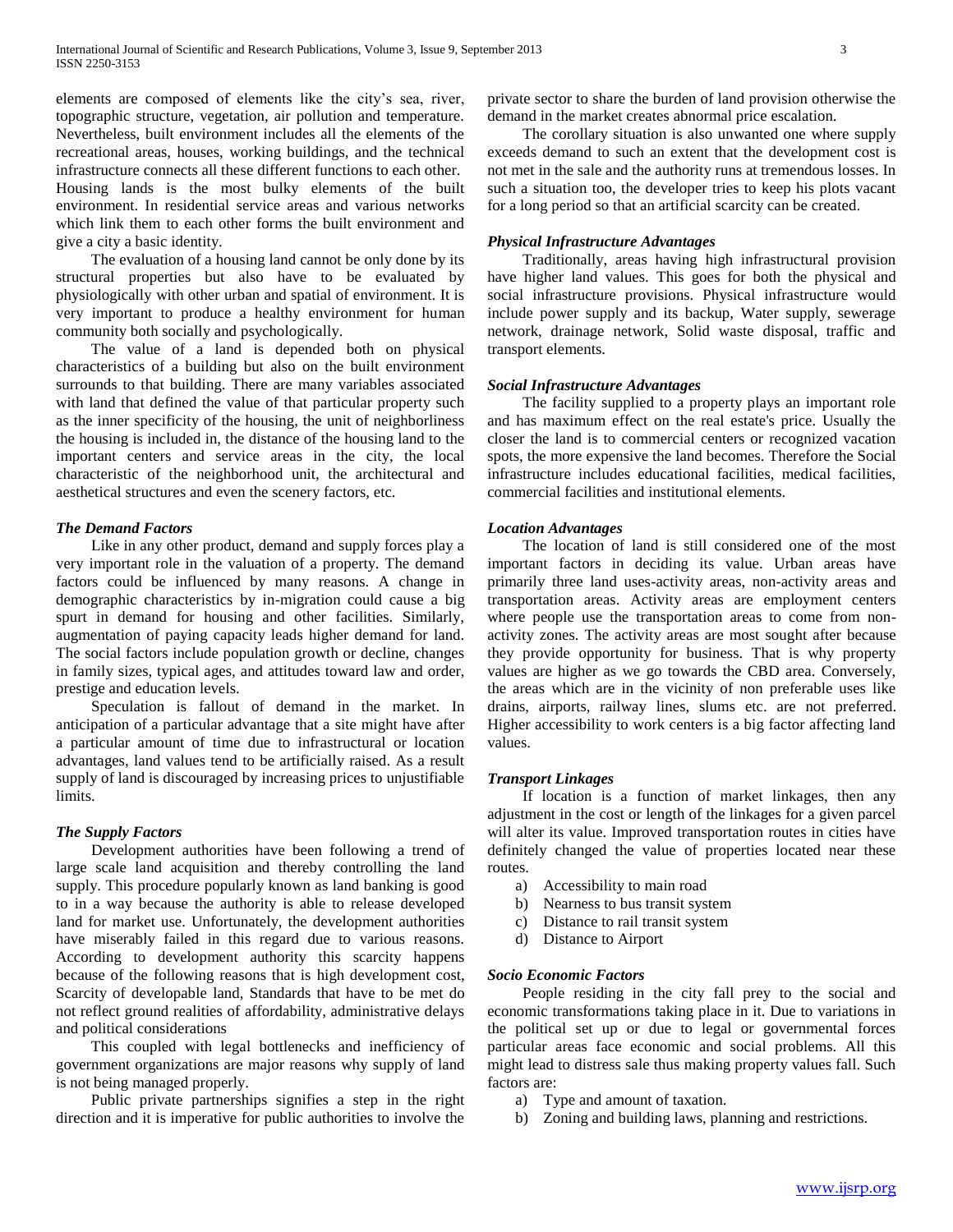elements are composed of elements like the city's sea, river, topographic structure, vegetation, air pollution and temperature. Nevertheless, built environment includes all the elements of the recreational areas, houses, working buildings, and the technical infrastructure connects all these different functions to each other. Housing lands is the most bulky elements of the built environment. In residential service areas and various networks which link them to each other forms the built environment and give a city a basic identity.

The evaluation of a housing land cannot be only done by its structural properties but also have to be evaluated by physiologically with other urban and spatial of environment. It is very important to produce a healthy environment for human community both socially and psychologically.

The value of a land is depended both on physical characteristics of a building but also on the built environment surrounds to that building. There are many variables associated with land that defined the value of that particular property such as the inner specificity of the housing, the unit of neighborliness the housing is included in, the distance of the housing land to the important centers and service areas in the city, the local characteristic of the neighborhood unit, the architectural and aesthetical structures and even the scenery factors, etc.

### *The Demand Factors*

Like in any other product, demand and supply forces play a very important role in the valuation of a property. The demand factors could be influenced by many reasons. A change in demographic characteristics by in-migration could cause a big spurt in demand for housing and other facilities. Similarly, augmentation of paying capacity leads higher demand for land. The social factors include population growth or decline, changes in family sizes, typical ages, and attitudes toward law and order, prestige and education levels.

Speculation is fallout of demand in the market. In anticipation of a particular advantage that a site might have after a particular amount of time due to infrastructural or location advantages, land values tend to be artificially raised. As a result supply of land is discouraged by increasing prices to unjustifiable limits.

### *The Supply Factors*

Development authorities have been following a trend of large scale land acquisition and thereby controlling the land supply. This procedure popularly known as land banking is good to in a way because the authority is able to release developed land for market use. Unfortunately, the development authorities have miserably failed in this regard due to various reasons. According to development authority this scarcity happens because of the following reasons that is high development cost, Scarcity of developable land, Standards that have to be met do not reflect ground realities of affordability, administrative delays and political considerations

This coupled with legal bottlenecks and inefficiency of government organizations are major reasons why supply of land is not being managed properly.

Public private partnerships signifies a step in the right direction and it is imperative for public authorities to involve the private sector to share the burden of land provision otherwise the demand in the market creates abnormal price escalation.

The corollary situation is also unwanted one where supply exceeds demand to such an extent that the development cost is not met in the sale and the authority runs at tremendous losses. In such a situation too, the developer tries to keep his plots vacant for a long period so that an artificial scarcity can be created.

### *Physical Infrastructure Advantages*

Traditionally, areas having high infrastructural provision have higher land values. This goes for both the physical and social infrastructure provisions. Physical infrastructure would include power supply and its backup, Water supply, sewerage network, drainage network, Solid waste disposal, traffic and transport elements.

### *Social Infrastructure Advantages*

The facility supplied to a property plays an important role and has maximum effect on the real estate's price. Usually the closer the land is to commercial centers or recognized vacation spots, the more expensive the land becomes. Therefore the Social infrastructure includes educational facilities, medical facilities, commercial facilities and institutional elements.

### *Location Advantages*

The location of land is still considered one of the most important factors in deciding its value. Urban areas have primarily three land uses-activity areas, non-activity areas and transportation areas. Activity areas are employment centers where people use the transportation areas to come from non-activity zones. The activity areas are most sought after because they provide opportunity for business. That is why property values are higher as we go towards the CBD area. Conversely, the areas which are in the vicinity of non preferable uses like drains, airports, railway lines, slums etc. are not preferred. Higher accessibility to work centers is a big factor affecting land values.

### *Transport Linkages*

If location is a function of market linkages, then any adjustment in the cost or length of the linkages for a given parcel will alter its value. Improved transportation routes in cities have definitely changed the value of properties located near these routes.

a) Accessibility to main road
b) Nearness to bus transit system
c) Distance to rail transit system
d) Distance to Airport

### *Socio Economic Factors*

People residing in the city fall prey to the social and economic transformations taking place in it. Due to variations in the political set up or due to legal or governmental forces particular areas face economic and social problems. All this might lead to distress sale thus making property values fall. Such factors are:

a) Type and amount of taxation.
b) Zoning and building laws, planning and restrictions.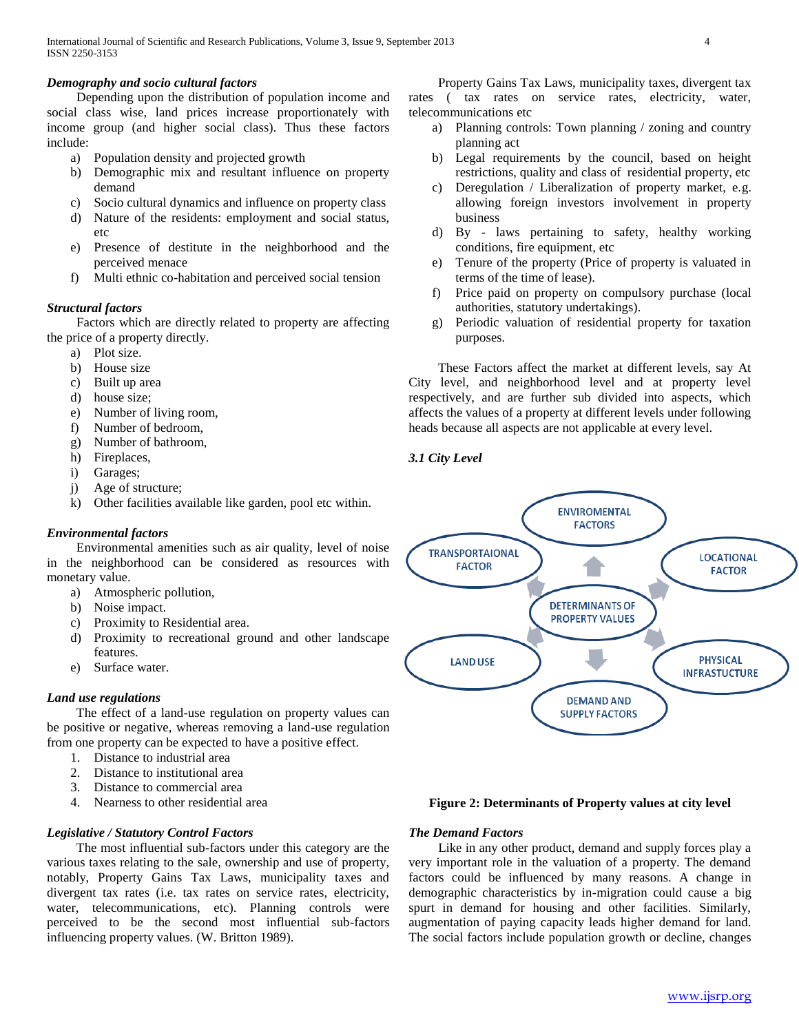***Demography and socio cultural factors***

Depending upon the distribution of population income and social class wise, land prices increase proportionately with income group (and higher social class). Thus these factors include:

a) Population density and projected growth
b) Demographic mix and resultant influence on property demand
c) Socio cultural dynamics and influence on property class
d) Nature of the residents: employment and social status, etc
e) Presence of destitute in the neighborhood and the perceived menace
f) Multi ethnic co-habitation and perceived social tension

***Structural factors***

Factors which are directly related to property are affecting the price of a property directly.

a) Plot size.
b) House size
c) Built up area
d) house size;
e) Number of living room,
f) Number of bedroom,
g) Number of bathroom,
h) Fireplaces,
i) Garages;
j) Age of structure;
k) Other facilities available like garden, pool etc within.

***Environmental factors***

Environmental amenities such as air quality, level of noise in the neighborhood can be considered as resources with monetary value.

a) Atmospheric pollution,
b) Noise impact.
c) Proximity to Residential area.
d) Proximity to recreational ground and other landscape features.
e) Surface water.

***Land use regulations***

The effect of a land-use regulation on property values can be positive or negative, whereas removing a land-use regulation from one property can be expected to have a positive effect.

1. Distance to industrial area
2. Distance to institutional area
3. Distance to commercial area
4. Nearness to other residential area

***Legislative / Statutory Control Factors***

The most influential sub-factors under this category are the various taxes relating to the sale, ownership and use of property, notably, Property Gains Tax Laws, municipality taxes and divergent tax rates (i.e. tax rates on service rates, electricity, water, telecommunications, etc). Planning controls were perceived to be the second most influential sub-factors influencing property values. (W. Britton 1989).

Property Gains Tax Laws, municipality taxes, divergent tax rates ( tax rates on service rates, electricity, water, telecommunications etc

a) Planning controls: Town planning / zoning and country planning act
b) Legal requirements by the council, based on height restrictions, quality and class of residential property, etc
c) Deregulation / Liberalization of property market, e.g. allowing foreign investors involvement in property business
d) By - laws pertaining to safety, healthy working conditions, fire equipment, etc
e) Tenure of the property (Price of property is valuated in terms of the time of lease).
f) Price paid on property on compulsory purchase (local authorities, statutory undertakings).
g) Periodic valuation of residential property for taxation purposes.

These Factors affect the market at different levels, say At City level, and neighborhood level and at property level respectively, and are further sub divided into aspects, which affects the values of a property at different levels under following heads because all aspects are not applicable at every level.

### *3.1 City Level*

DETERMINANTS OF PROPERTY VALUES: ENVIROMENTAL FACTORS; LOCATIONAL FACTOR; PHYSICAL INFRASTRUCTURE; DEMAND AND SUPPLY FACTORS; LAND USE; TRANSPORTAIONAL FACTOR

**Figure 2: Determinants of Property values at city level**

***The Demand Factors***

Like in any other product, demand and supply forces play a very important role in the valuation of a property. The demand factors could be influenced by many reasons. A change in demographic characteristics by in-migration could cause a big spurt in demand for housing and other facilities. Similarly, augmentation of paying capacity leads higher demand for land. The social factors include population growth or decline, changes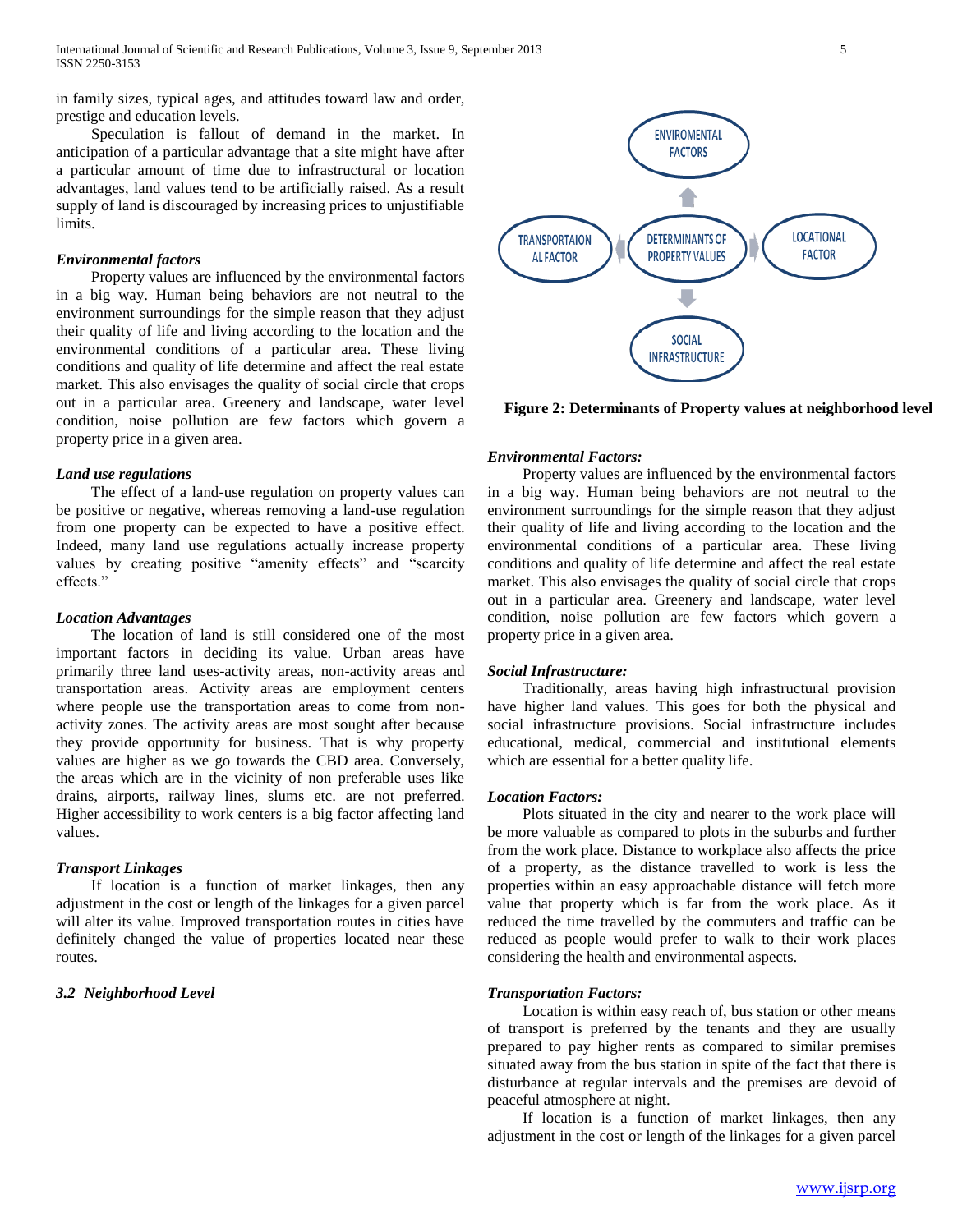in family sizes, typical ages, and attitudes toward law and order, prestige and education levels.

Speculation is fallout of demand in the market. In anticipation of a particular advantage that a site might have after a particular amount of time due to infrastructural or location advantages, land values tend to be artificially raised. As a result supply of land is discouraged by increasing prices to unjustifiable limits.

***Environmental factors***

Property values are influenced by the environmental factors in a big way. Human being behaviors are not neutral to the environment surroundings for the simple reason that they adjust their quality of life and living according to the location and the environmental conditions of a particular area. These living conditions and quality of life determine and affect the real estate market. This also envisages the quality of social circle that crops out in a particular area. Greenery and landscape, water level condition, noise pollution are few factors which govern a property price in a given area.

***Land use regulations***

The effect of a land-use regulation on property values can be positive or negative, whereas removing a land-use regulation from one property can be expected to have a positive effect. Indeed, many land use regulations actually increase property values by creating positive "amenity effects" and "scarcity effects."

***Location Advantages***

The location of land is still considered one of the most important factors in deciding its value. Urban areas have primarily three land uses-activity areas, non-activity areas and transportation areas. Activity areas are employment centers where people use the transportation areas to come from non-activity zones. The activity areas are most sought after because they provide opportunity for business. That is why property values are higher as we go towards the CBD area. Conversely, the areas which are in the vicinity of non preferable uses like drains, airports, railway lines, slums etc. are not preferred. Higher accessibility to work centers is a big factor affecting land values.

***Transport Linkages***

If location is a function of market linkages, then any adjustment in the cost or length of the linkages for a given parcel will alter its value. Improved transportation routes in cities have definitely changed the value of properties located near these routes.

### *3.2 Neighborhood Level*

ENVIROMENTAL FACTORS

TRANSPORTAION AL FACTOR — DETERMINANTS OF PROPERTY VALUES — LOCATIONAL FACTOR

SOCIAL INFRASTRUCTURE

**Figure 2: Determinants of Property values at neighborhood level**

***Environmental Factors:***

Property values are influenced by the environmental factors in a big way. Human being behaviors are not neutral to the environment surroundings for the simple reason that they adjust their quality of life and living according to the location and the environmental conditions of a particular area. These living conditions and quality of life determine and affect the real estate market. This also envisages the quality of social circle that crops out in a particular area. Greenery and landscape, water level condition, noise pollution are few factors which govern a property price in a given area.

***Social Infrastructure:***

Traditionally, areas having high infrastructural provision have higher land values. This goes for both the physical and social infrastructure provisions. Social infrastructure includes educational, medical, commercial and institutional elements which are essential for a better quality life.

***Location Factors:***

Plots situated in the city and nearer to the work place will be more valuable as compared to plots in the suburbs and further from the work place. Distance to workplace also affects the price of a property, as the distance travelled to work is less the properties within an easy approachable distance will fetch more value that property which is far from the work place. As it reduced the time travelled by the commuters and traffic can be reduced as people would prefer to walk to their work places considering the health and environmental aspects.

***Transportation Factors:***

Location is within easy reach of, bus station or other means of transport is preferred by the tenants and they are usually prepared to pay higher rents as compared to similar premises situated away from the bus station in spite of the fact that there is disturbance at regular intervals and the premises are devoid of peaceful atmosphere at night.

If location is a function of market linkages, then any adjustment in the cost or length of the linkages for a given parcel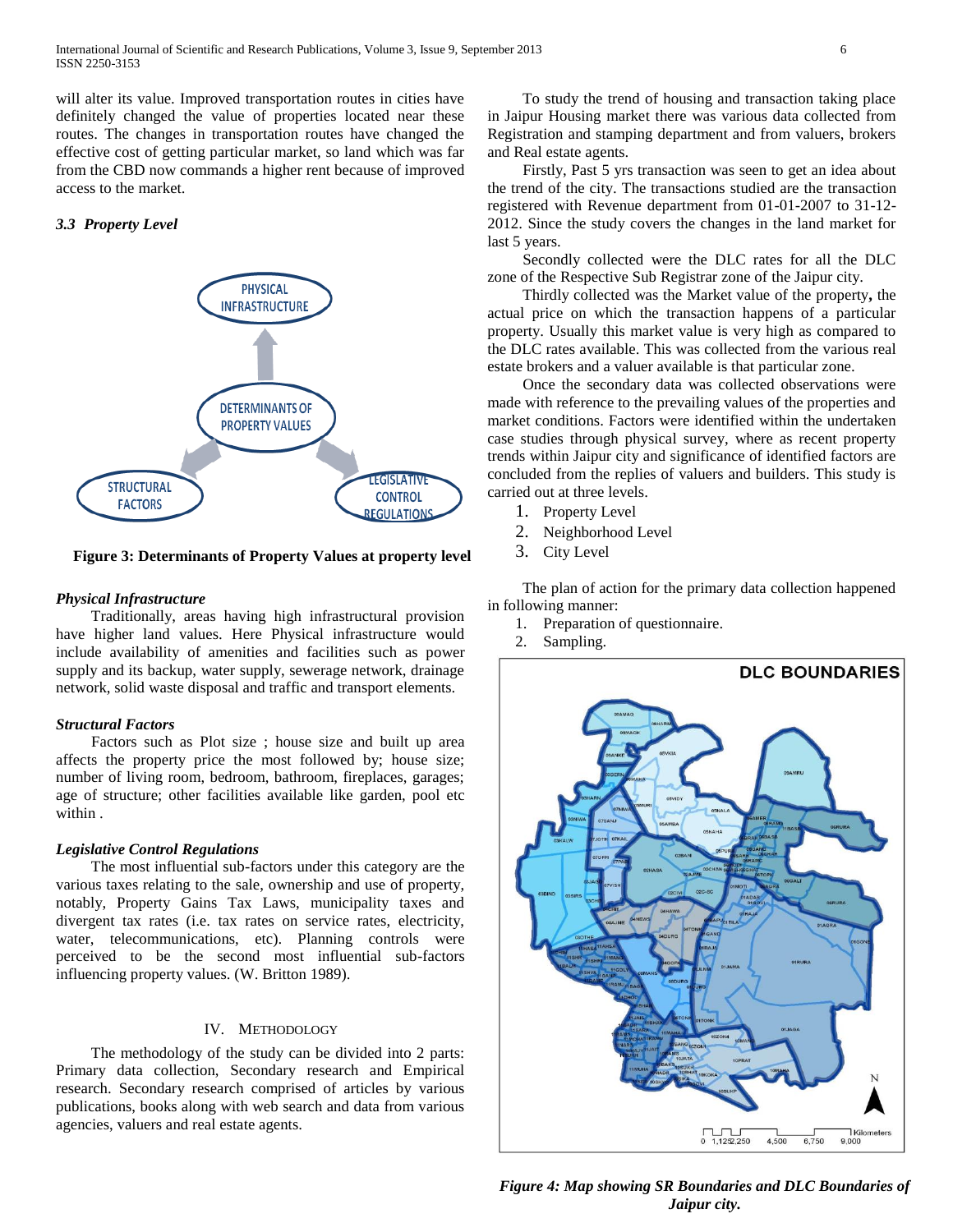will alter its value. Improved transportation routes in cities have definitely changed the value of properties located near these routes. The changes in transportation routes have changed the effective cost of getting particular market, so land which was far from the CBD now commands a higher rent because of improved access to the market.

### *3.3 Property Level*

**Figure 3: Determinants of Property Values at property level**

***Physical Infrastructure***

Traditionally, areas having high infrastructural provision have higher land values. Here Physical infrastructure would include availability of amenities and facilities such as power supply and its backup, water supply, sewerage network, drainage network, solid waste disposal and traffic and transport elements.

***Structural Factors***

Factors such as Plot size ; house size and built up area affects the property price the most followed by; house size; number of living room, bedroom, bathroom, fireplaces, garages; age of structure; other facilities available like garden, pool etc within .

***Legislative Control Regulations***

The most influential sub-factors under this category are the various taxes relating to the sale, ownership and use of property, notably, Property Gains Tax Laws, municipality taxes and divergent tax rates (i.e. tax rates on service rates, electricity, water, telecommunications, etc). Planning controls were perceived to be the second most influential sub-factors influencing property values. (W. Britton 1989).

## IV. Methodology

The methodology of the study can be divided into 2 parts: Primary data collection, Secondary research and Empirical research. Secondary research comprised of articles by various publications, books along with web search and data from various agencies, valuers and real estate agents.

To study the trend of housing and transaction taking place in Jaipur Housing market there was various data collected from Registration and stamping department and from valuers, brokers and Real estate agents.

Firstly, Past 5 yrs transaction was seen to get an idea about the trend of the city. The transactions studied are the transaction registered with Revenue department from 01-01-2007 to 31-12-2012. Since the study covers the changes in the land market for last 5 years.

Secondly collected were the DLC rates for all the DLC zone of the Respective Sub Registrar zone of the Jaipur city.

Thirdly collected was the Market value of the property**,** the actual price on which the transaction happens of a particular property. Usually this market value is very high as compared to the DLC rates available. This was collected from the various real estate brokers and a valuer available is that particular zone.

Once the secondary data was collected observations were made with reference to the prevailing values of the properties and market conditions. Factors were identified within the undertaken case studies through physical survey, where as recent property trends within Jaipur city and significance of identified factors are concluded from the replies of valuers and builders. This study is carried out at three levels.

1. Property Level
2. Neighborhood Level
3. City Level

The plan of action for the primary data collection happened in following manner:

1. Preparation of questionnaire.
2. Sampling.

*Figure 4: Map showing SR Boundaries and DLC Boundaries of Jaipur city.*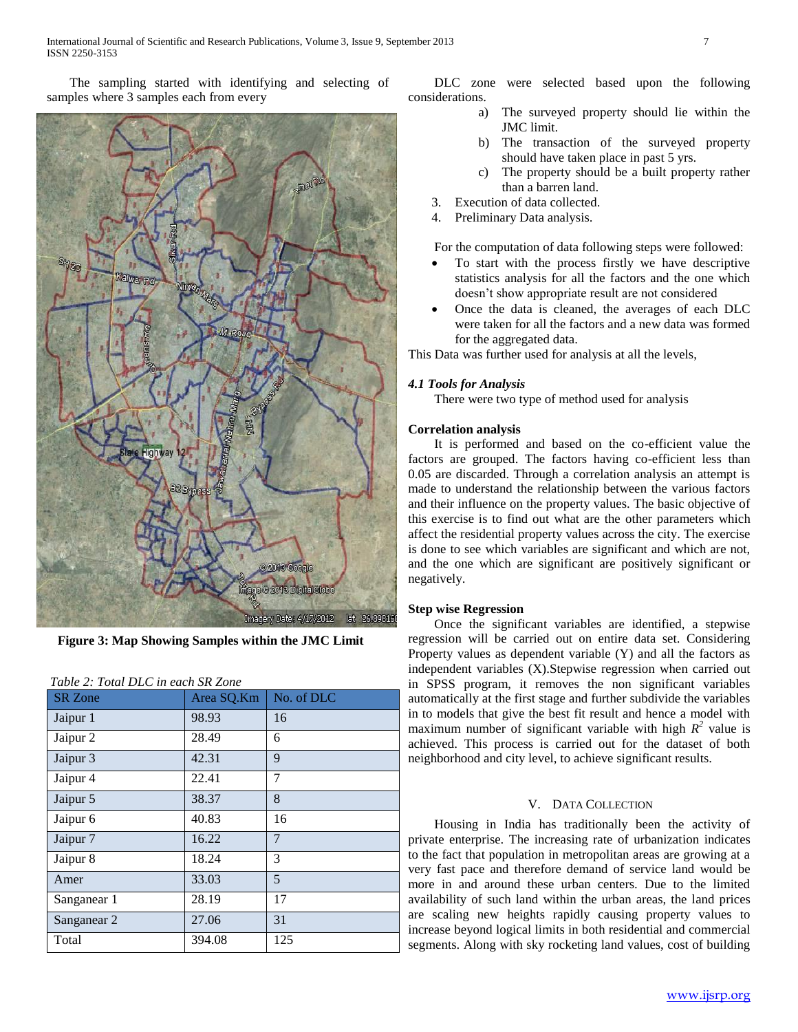The sampling started with identifying and selecting of samples where 3 samples each from every DLC zone were selected based upon the following considerations.

**Figure 3: Map Showing Samples within the JMC Limit**

*Table 2: Total DLC in each SR Zone*

| SR Zone | Area SQ.Km | No. of DLC |
| --- | --- | --- |
| Jaipur 1 | 98.93 | 16 |
| Jaipur 2 | 28.49 | 6 |
| Jaipur 3 | 42.31 | 9 |
| Jaipur 4 | 22.41 | 7 |
| Jaipur 5 | 38.37 | 8 |
| Jaipur 6 | 40.83 | 16 |
| Jaipur 7 | 16.22 | 7 |
| Jaipur 8 | 18.24 | 3 |
| Amer | 33.03 | 5 |
| Sanganear 1 | 28.19 | 17 |
| Sanganear 2 | 27.06 | 31 |
| Total | 394.08 | 125 |

a) The surveyed property should lie within the JMC limit.
b) The transaction of the surveyed property should have taken place in past 5 yrs.
c) The property should be a built property rather than a barren land.

3. Execution of data collected.
4. Preliminary Data analysis.

For the computation of data following steps were followed:

- To start with the process firstly we have descriptive statistics analysis for all the factors and the one which doesn't show appropriate result are not considered
- Once the data is cleaned, the averages of each DLC were taken for all the factors and a new data was formed for the aggregated data.

This Data was further used for analysis at all the levels,

### *4.1 Tools for Analysis*

There were two type of method used for analysis

**Correlation analysis**

It is performed and based on the co-efficient value the factors are grouped. The factors having co-efficient less than 0.05 are discarded. Through a correlation analysis an attempt is made to understand the relationship between the various factors and their influence on the property values. The basic objective of this exercise is to find out what are the other parameters which affect the residential property values across the city. The exercise is done to see which variables are significant and which are not, and the one which are significant are positively significant or negatively.

**Step wise Regression**

Once the significant variables are identified, a stepwise regression will be carried out on entire data set. Considering Property values as dependent variable (Y) and all the factors as independent variables (X).Stepwise regression when carried out in SPSS program, it removes the non significant variables automatically at the first stage and further subdivide the variables in to models that give the best fit result and hence a model with maximum number of significant variable with high $R^2$ value is achieved. This process is carried out for the dataset of both neighborhood and city level, to achieve significant results.

## V. Data Collection

Housing in India has traditionally been the activity of private enterprise. The increasing rate of urbanization indicates to the fact that population in metropolitan areas are growing at a very fast pace and therefore demand of service land would be more in and around these urban centers. Due to the limited availability of such land within the urban areas, the land prices are scaling new heights rapidly causing property values to increase beyond logical limits in both residential and commercial segments. Along with sky rocketing land values, cost of building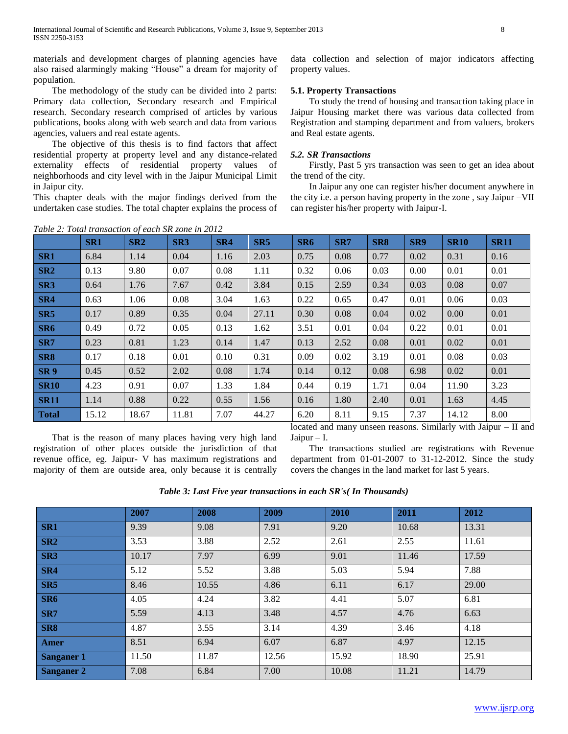materials and development charges of planning agencies have also raised alarmingly making "House" a dream for majority of population.

The methodology of the study can be divided into 2 parts: Primary data collection, Secondary research and Empirical research. Secondary research comprised of articles by various publications, books along with web search and data from various agencies, valuers and real estate agents.

The objective of this thesis is to find factors that affect residential property at property level and any distance-related externality effects of residential property values of neighborhoods and city level with in the Jaipur Municipal Limit in Jaipur city.

This chapter deals with the major findings derived from the undertaken case studies. The total chapter explains the process of data collection and selection of major indicators affecting property values.

### 5.1. Property Transactions

To study the trend of housing and transaction taking place in Jaipur Housing market there was various data collected from Registration and stamping department and from valuers, brokers and Real estate agents.

### *5.2. SR Transactions*

Firstly, Past 5 yrs transaction was seen to get an idea about the trend of the city.

In Jaipur any one can register his/her document anywhere in the city i.e. a person having property in the zone , say Jaipur –VII can register his/her property with Jaipur-I.

*Table 2: Total transaction of each SR zone in 2012*

| | SR1 | SR2 | SR3 | SR4 | SR5 | SR6 | SR7 | SR8 | SR9 | SR10 | SR11 |
|---|---|---|---|---|---|---|---|---|---|---|---|
| **SR1** | 6.84 | 1.14 | 0.04 | 1.16 | 2.03 | 0.75 | 0.08 | 0.77 | 0.02 | 0.31 | 0.16 |
| **SR2** | 0.13 | 9.80 | 0.07 | 0.08 | 1.11 | 0.32 | 0.06 | 0.03 | 0.00 | 0.01 | 0.01 |
| **SR3** | 0.64 | 1.76 | 7.67 | 0.42 | 3.84 | 0.15 | 2.59 | 0.34 | 0.03 | 0.08 | 0.07 |
| **SR4** | 0.63 | 1.06 | 0.08 | 3.04 | 1.63 | 0.22 | 0.65 | 0.47 | 0.01 | 0.06 | 0.03 |
| **SR5** | 0.17 | 0.89 | 0.35 | 0.04 | 27.11 | 0.30 | 0.08 | 0.04 | 0.02 | 0.00 | 0.01 |
| **SR6** | 0.49 | 0.72 | 0.05 | 0.13 | 1.62 | 3.51 | 0.01 | 0.04 | 0.22 | 0.01 | 0.01 |
| **SR7** | 0.23 | 0.81 | 1.23 | 0.14 | 1.47 | 0.13 | 2.52 | 0.08 | 0.01 | 0.02 | 0.01 |
| **SR8** | 0.17 | 0.18 | 0.01 | 0.10 | 0.31 | 0.09 | 0.02 | 3.19 | 0.01 | 0.08 | 0.03 |
| **SR 9** | 0.45 | 0.52 | 2.02 | 0.08 | 1.74 | 0.14 | 0.12 | 0.08 | 6.98 | 0.02 | 0.01 |
| **SR10** | 4.23 | 0.91 | 0.07 | 1.33 | 1.84 | 0.44 | 0.19 | 1.71 | 0.04 | 11.90 | 3.23 |
| **SR11** | 1.14 | 0.88 | 0.22 | 0.55 | 1.56 | 0.16 | 1.80 | 2.40 | 0.01 | 1.63 | 4.45 |
| **Total** | 15.12 | 18.67 | 11.81 | 7.07 | 44.27 | 6.20 | 8.11 | 9.15 | 7.37 | 14.12 | 8.00 |

That is the reason of many places having very high land registration of other places outside the jurisdiction of that revenue office, eg. Jaipur- V has maximum registrations and majority of them are outside area, only because it is centrally located and many unseen reasons. Similarly with Jaipur – II and Jaipur – I.

The transactions studied are registrations with Revenue department from 01-01-2007 to 31-12-2012. Since the study covers the changes in the land market for last 5 years.

***Table 3: Last Five year transactions in each SR's( In Thousands)***

| | 2007 | 2008 | 2009 | 2010 | 2011 | 2012 |
|---|---|---|---|---|---|---|
| **SR1** | 9.39 | 9.08 | 7.91 | 9.20 | 10.68 | 13.31 |
| **SR2** | 3.53 | 3.88 | 2.52 | 2.61 | 2.55 | 11.61 |
| **SR3** | 10.17 | 7.97 | 6.99 | 9.01 | 11.46 | 17.59 |
| **SR4** | 5.12 | 5.52 | 3.88 | 5.03 | 5.94 | 7.88 |
| **SR5** | 8.46 | 10.55 | 4.86 | 6.11 | 6.17 | 29.00 |
| **SR6** | 4.05 | 4.24 | 3.82 | 4.41 | 5.07 | 6.81 |
| **SR7** | 5.59 | 4.13 | 3.48 | 4.57 | 4.76 | 6.63 |
| **SR8** | 4.87 | 3.55 | 3.14 | 4.39 | 3.46 | 4.18 |
| **Amer** | 8.51 | 6.94 | 6.07 | 6.87 | 4.97 | 12.15 |
| **Sanganer 1** | 11.50 | 11.87 | 12.56 | 15.92 | 18.90 | 25.91 |
| **Sanganer 2** | 7.08 | 6.84 | 7.00 | 10.08 | 11.21 | 14.79 |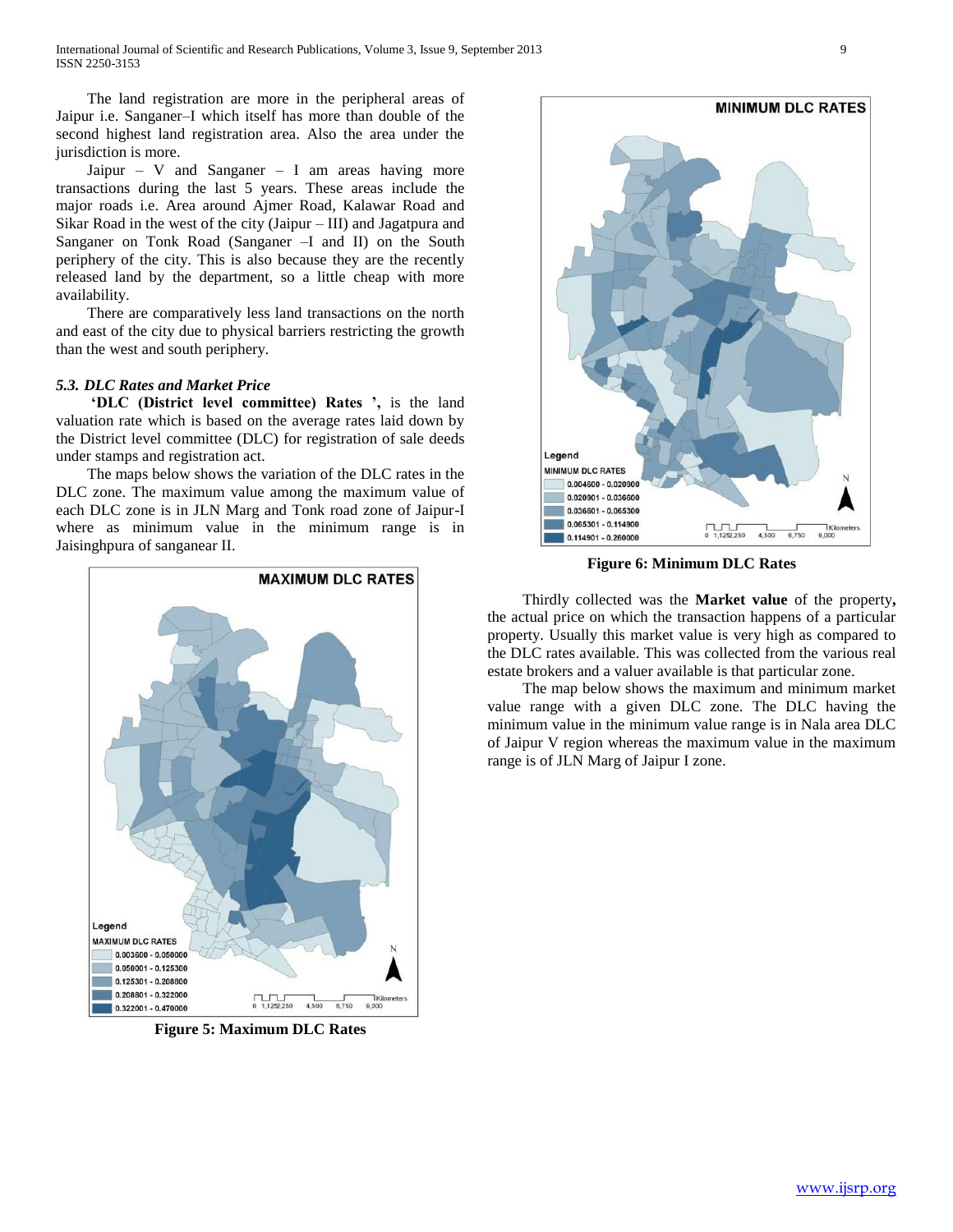The land registration are more in the peripheral areas of Jaipur i.e. Sanganer–I which itself has more than double of the second highest land registration area. Also the area under the jurisdiction is more.

Jaipur – V and Sanganer – I am areas having more transactions during the last 5 years. These areas include the major roads i.e. Area around Ajmer Road, Kalawar Road and Sikar Road in the west of the city (Jaipur – III) and Jagatpura and Sanganer on Tonk Road (Sanganer –I and II) on the South periphery of the city. This is also because they are the recently released land by the department, so a little cheap with more availability.

There are comparatively less land transactions on the north and east of the city due to physical barriers restricting the growth than the west and south periphery.

### *5.3. DLC Rates and Market Price*

**'DLC (District level committee) Rates ',** is the land valuation rate which is based on the average rates laid down by the District level committee (DLC) for registration of sale deeds under stamps and registration act.

The maps below shows the variation of the DLC rates in the DLC zone. The maximum value among the maximum value of each DLC zone is in JLN Marg and Tonk road zone of Jaipur-I where as minimum value in the minimum range is in Jaisinghpura of sanganear II.

**Figure 5: Maximum DLC Rates**

**Figure 6: Minimum DLC Rates**

Thirdly collected was the **Market value** of the property**,** the actual price on which the transaction happens of a particular property. Usually this market value is very high as compared to the DLC rates available. This was collected from the various real estate brokers and a valuer available is that particular zone.

The map below shows the maximum and minimum market value range with a given DLC zone. The DLC having the minimum value in the minimum value range is in Nala area DLC of Jaipur V region whereas the maximum value in the maximum range is of JLN Marg of Jaipur I zone.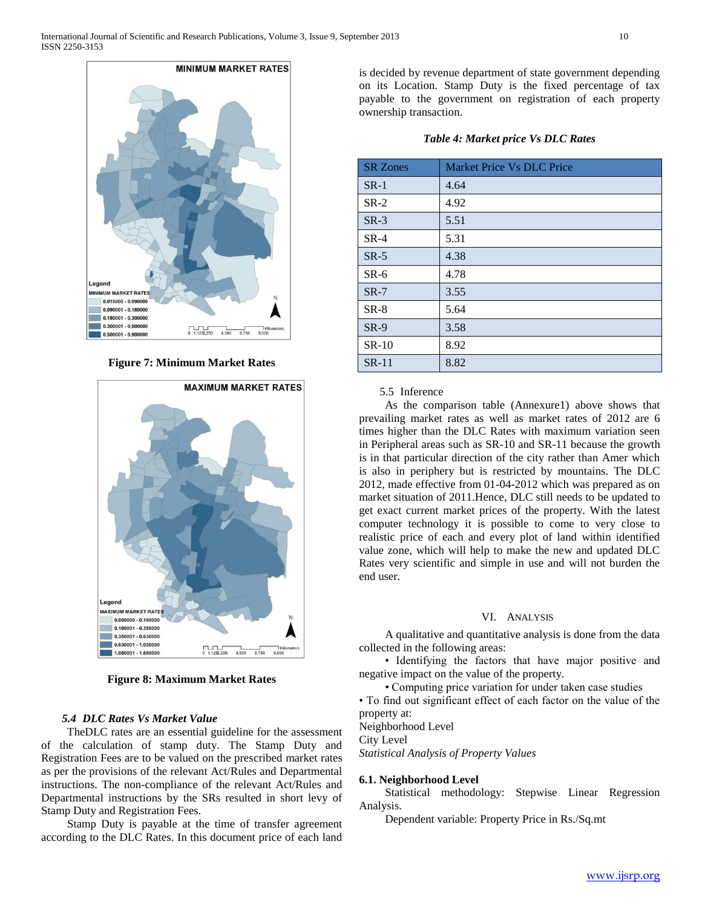Figure 7: Minimum Market Rates

Figure 8: Maximum Market Rates

### *5.4 DLC Rates Vs Market Value*

TheDLC rates are an essential guideline for the assessment of the calculation of stamp duty. The Stamp Duty and Registration Fees are to be valued on the prescribed market rates as per the provisions of the relevant Act/Rules and Departmental instructions. The non-compliance of the relevant Act/Rules and Departmental instructions by the SRs resulted in short levy of Stamp Duty and Registration Fees.

Stamp Duty is payable at the time of transfer agreement according to the DLC Rates. In this document price of each land is decided by revenue department of state government depending on its Location. Stamp Duty is the fixed percentage of tax payable to the government on registration of each property ownership transaction.

*Table 4: Market price Vs DLC Rates*

| SR Zones | Market Price Vs DLC Price |
|---|---|
| SR-1 | 4.64 |
| SR-2 | 4.92 |
| SR-3 | 5.51 |
| SR-4 | 5.31 |
| SR-5 | 4.38 |
| SR-6 | 4.78 |
| SR-7 | 3.55 |
| SR-8 | 5.64 |
| SR-9 | 3.58 |
| SR-10 | 8.92 |
| SR-11 | 8.82 |

5.5 Inference

As the comparison table (Annexure1) above shows that prevailing market rates as well as market rates of 2012 are 6 times higher than the DLC Rates with maximum variation seen in Peripheral areas such as SR-10 and SR-11 because the growth is in that particular direction of the city rather than Amer which is also in periphery but is restricted by mountains. The DLC 2012, made effective from 01-04-2012 which was prepared as on market situation of 2011.Hence, DLC still needs to be updated to get exact current market prices of the property. With the latest computer technology it is possible to come to very close to realistic price of each and every plot of land within identified value zone, which will help to make the new and updated DLC Rates very scientific and simple in use and will not burden the end user.

## VI. Analysis

A qualitative and quantitative analysis is done from the data collected in the following areas:

• Identifying the factors that have major positive and negative impact on the value of the property.

• Computing price variation for under taken case studies

• To find out significant effect of each factor on the value of the property at:

Neighborhood Level

City Level

*Statistical Analysis of Property Values*

### 6.1. Neighborhood Level

Statistical methodology: Stepwise Linear Regression Analysis.

Dependent variable: Property Price in Rs./Sq.mt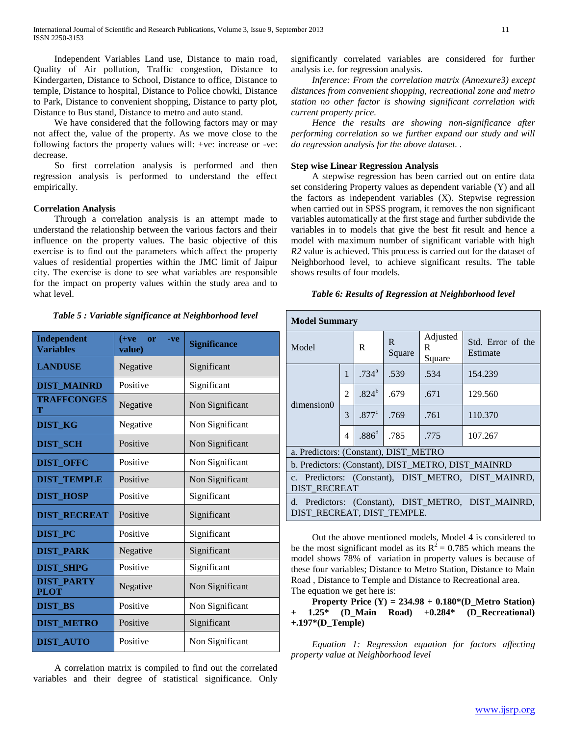Independent Variables Land use, Distance to main road, Quality of Air pollution, Traffic congestion, Distance to Kindergarten, Distance to School, Distance to office, Distance to temple, Distance to hospital, Distance to Police chowki, Distance to Park, Distance to convenient shopping, Distance to party plot, Distance to Bus stand, Distance to metro and auto stand.

We have considered that the following factors may or may not affect the, value of the property. As we move close to the following factors the property values will: +ve: increase or -ve: decrease.

So first correlation analysis is performed and then regression analysis is performed to understand the effect empirically.

### Correlation Analysis

Through a correlation analysis is an attempt made to understand the relationship between the various factors and their influence on the property values. The basic objective of this exercise is to find out the parameters which affect the property values of residential properties within the JMC limit of Jaipur city. The exercise is done to see what variables are responsible for the impact on property values within the study area and to what level.

*Table 5 : Variable significance at Neighborhood level*

| Independent Variables | (+ve or -ve value) | Significance |
|---|---|---|
| **LANDUSE** | Negative | Significant |
| **DIST_MAINRD** | Positive | Significant |
| **TRAFFCONGEST** | Negative | Non Significant |
| **DIST_KG** | Negative | Non Significant |
| **DIST_SCH** | Positive | Non Significant |
| **DIST_OFFC** | Positive | Non Significant |
| **DIST_TEMPLE** | Positive | Non Significant |
| **DIST_HOSP** | Positive | Significant |
| **DIST_RECREAT** | Positive | Significant |
| **DIST_PC** | Positive | Significant |
| **DIST_PARK** | Negative | Significant |
| **DIST_SHPG** | Positive | Significant |
| **DIST_PARTY PLOT** | Negative | Non Significant |
| **DIST_BS** | Positive | Non Significant |
| **DIST_METRO** | Positive | Significant |
| **DIST_AUTO** | Positive | Non Significant |

A correlation matrix is compiled to find out the correlated variables and their degree of statistical significance. Only significantly correlated variables are considered for further analysis i.e. for regression analysis.

*Inference: From the correlation matrix (Annexure3) except distances from convenient shopping, recreational zone and metro station no other factor is showing significant correlation with current property price.*

*Hence the results are showing non-significance after performing correlation so we further expand our study and will do regression analysis for the above dataset. .*

### Step wise Linear Regression Analysis

A stepwise regression has been carried out on entire data set considering Property values as dependent variable (Y) and all the factors as independent variables (X). Stepwise regression when carried out in SPSS program, it removes the non significant variables automatically at the first stage and further subdivide the variables in to models that give the best fit result and hence a model with maximum number of significant variable with high *R2* value is achieved. This process is carried out for the dataset of Neighborhood level, to achieve significant results. The table shows results of four models.

*Table 6: Results of Regression at Neighborhood level*

**Model Summary**

| Model | | R | R Square | Adjusted R Square | Std. Error of the Estimate |
|---|---|---|---|---|---|
| dimension0 | 1 | .734[a] | .539 | .534 | 154.239 |
| | 2 | .824[b] | .679 | .671 | 129.560 |
| | 3 | .877[c] | .769 | .761 | 110.370 |
| | 4 | .886[d] | .785 | .775 | 107.267 |

a. Predictors: (Constant), DIST_METRO

b. Predictors: (Constant), DIST_METRO, DIST_MAINRD

c. Predictors: (Constant), DIST_METRO, DIST_MAINRD, DIST_RECREAT

d. Predictors: (Constant), DIST_METRO, DIST_MAINRD, DIST_RECREAT, DIST_TEMPLE.

Out the above mentioned models, Model 4 is considered to be the most significant model as its $R^2 = 0.785$ which means the model shows 78% of variation in property values is because of these four variables; Distance to Metro Station, Distance to Main Road , Distance to Temple and Distance to Recreational area.

The equation we get here is:

**Property Price (Y) = 234.98 + 0.180*(D_Metro Station) + 1.25* (D_Main Road) +0.284* (D_Recreational) +.197*(D_Temple)**

*Equation 1: Regression equation for factors affecting property value at Neighborhood level*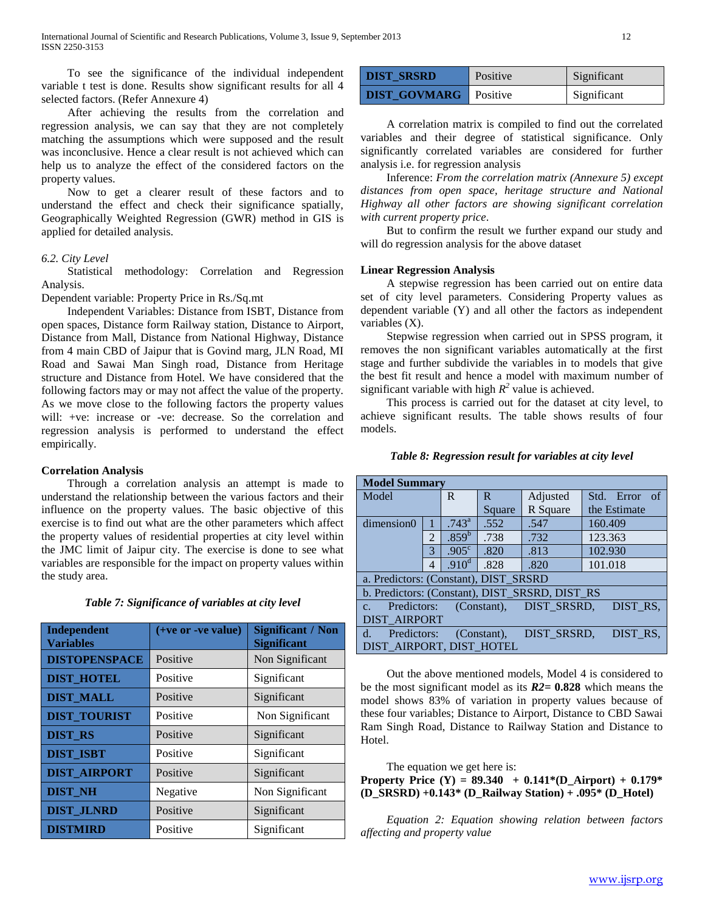To see the significance of the individual independent variable t test is done. Results show significant results for all 4 selected factors. (Refer Annexure 4)

After achieving the results from the correlation and regression analysis, we can say that they are not completely matching the assumptions which were supposed and the result was inconclusive. Hence a clear result is not achieved which can help us to analyze the effect of the considered factors on the property values.

Now to get a clearer result of these factors and to understand the effect and check their significance spatially, Geographically Weighted Regression (GWR) method in GIS is applied for detailed analysis.

### *6.2. City Level*

Statistical methodology: Correlation and Regression Analysis.

Dependent variable: Property Price in Rs./Sq.mt

Independent Variables: Distance from ISBT, Distance from open spaces, Distance form Railway station, Distance to Airport, Distance from Mall, Distance from National Highway, Distance from 4 main CBD of Jaipur that is Govind marg, JLN Road, MI Road and Sawai Man Singh road, Distance from Heritage structure and Distance from Hotel. We have considered that the following factors may or may not affect the value of the property. As we move close to the following factors the property values will: +ve: increase or -ve: decrease. So the correlation and regression analysis is performed to understand the effect empirically.

**Correlation Analysis**

Through a correlation analysis an attempt is made to understand the relationship between the various factors and their influence on the property values. The basic objective of this exercise is to find out what are the other parameters which affect the property values of residential properties at city level within the JMC limit of Jaipur city. The exercise is done to see what variables are responsible for the impact on property values within the study area.

***Table 7: Significance of variables at city level***

| Independent Variables | (+ve or -ve value) | Significant / Non Significant |
|---|---|---|
| **DISTOPENSPACE** | Positive | Non Significant |
| **DIST_HOTEL** | Positive | Significant |
| **DIST_MALL** | Positive | Significant |
| **DIST_TOURIST** | Positive | Non Significant |
| **DIST_RS** | Positive | Significant |
| **DIST_ISBT** | Positive | Significant |
| **DIST_AIRPORT** | Positive | Significant |
| **DIST_NH** | Negative | Non Significant |
| **DIST_JLNRD** | Positive | Significant |
| **DISTMIRD** | Positive | Significant |
| **DIST_SRSRD** | Positive | Significant |
| **DIST_GOVMARG** | Positive | Significant |

A correlation matrix is compiled to find out the correlated variables and their degree of statistical significance. Only significantly correlated variables are considered for further analysis i.e. for regression analysis

Inference: *From the correlation matrix (Annexure 5) except distances from open space, heritage structure and National Highway all other factors are showing significant correlation with current property price*.

But to confirm the result we further expand our study and will do regression analysis for the above dataset

**Linear Regression Analysis**

A stepwise regression has been carried out on entire data set of city level parameters. Considering Property values as dependent variable (Y) and all other the factors as independent variables (X).

Stepwise regression when carried out in SPSS program, it removes the non significant variables automatically at the first stage and further subdivide the variables in to models that give the best fit result and hence a model with maximum number of significant variable with high $R^2$ value is achieved.

This process is carried out for the dataset at city level, to achieve significant results. The table shows results of four models.

***Table 8: Regression result for variables at city level***

| **Model Summary** | | | | | |
|---|---|---|---|---|---|
| Model | | R | R Square | Adjusted R Square | Std. Error of the Estimate |
| dimension0 | 1 | .743[a] | .552 | .547 | 160.409 |
| | 2 | .859[b] | .738 | .732 | 123.363 |
| | 3 | .905[c] | .820 | .813 | 102.930 |
| | 4 | .910[d] | .828 | .820 | 101.018 |
| a. Predictors: (Constant), DIST_SRSRD | | | | | |
| b. Predictors: (Constant), DIST_SRSRD, DIST_RS | | | | | |
| c. Predictors: (Constant), DIST_SRSRD, DIST_RS, DIST_AIRPORT | | | | | |
| d. Predictors: (Constant), DIST_SRSRD, DIST_RS, DIST_AIRPORT, DIST_HOTEL | | | | | |

Out the above mentioned models, Model 4 is considered to be the most significant model as its ***R2*= 0.828** which means the model shows 83% of variation in property values because of these four variables; Distance to Airport, Distance to CBD Sawai Ram Singh Road, Distance to Railway Station and Distance to Hotel.

The equation we get here is:

**Property Price (Y) = 89.340 + 0.141\*(D_Airport) + 0.179\* (D_SRSRD) +0.143\* (D_Railway Station) + .095\* (D_Hotel)**

*Equation 2: Equation showing relation between factors affecting and property value*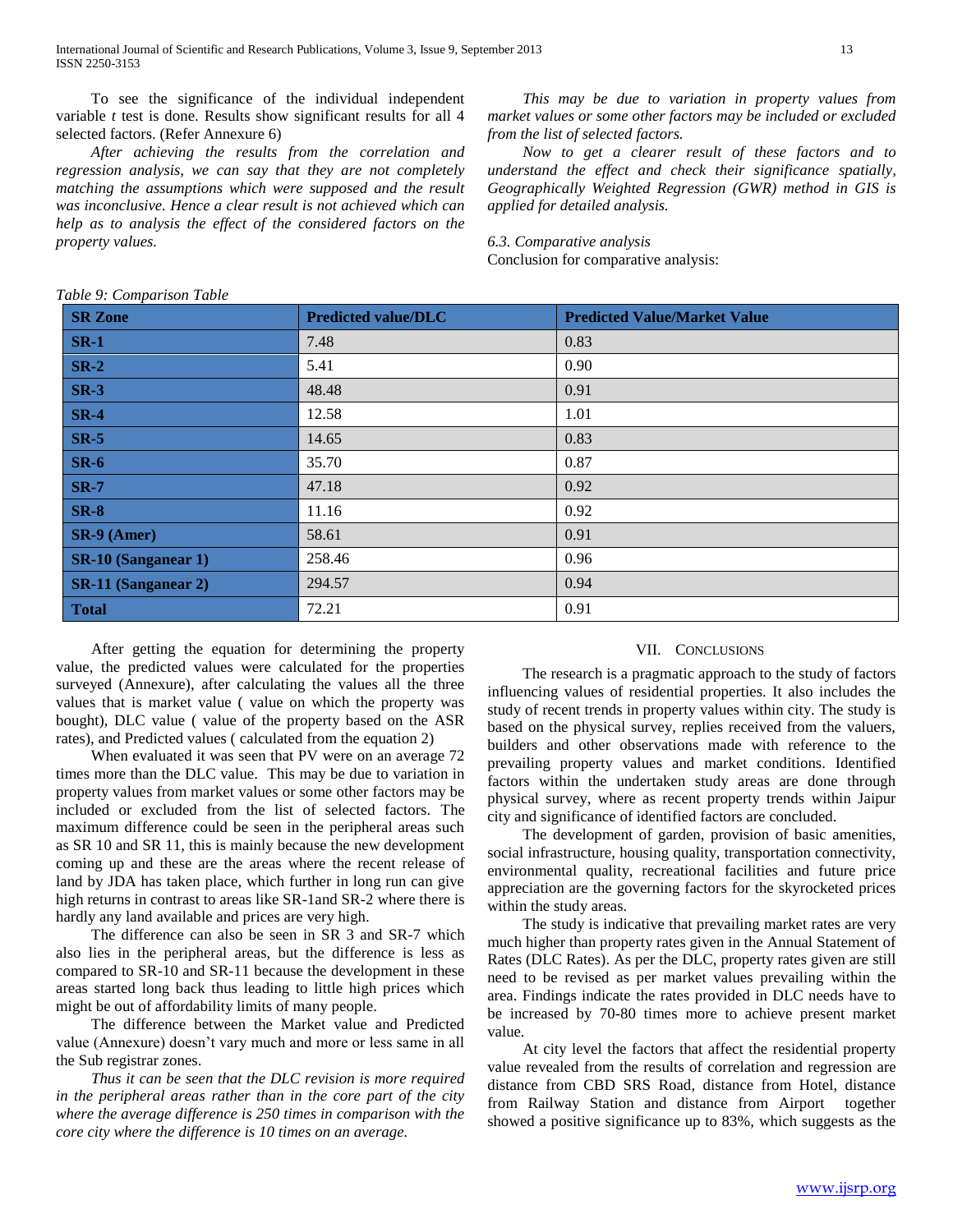To see the significance of the individual independent variable *t* test is done. Results show significant results for all 4 selected factors. (Refer Annexure 6)

*After achieving the results from the correlation and regression analysis, we can say that they are not completely matching the assumptions which were supposed and the result was inconclusive. Hence a clear result is not achieved which can help as to analysis the effect of the considered factors on the property values.*

*This may be due to variation in property values from market values or some other factors may be included or excluded from the list of selected factors.*

*Now to get a clearer result of these factors and to understand the effect and check their significance spatially, Geographically Weighted Regression (GWR) method in GIS is applied for detailed analysis.*

*6.3. Comparative analysis*

Conclusion for comparative analysis:

*Table 9: Comparison Table*

| SR Zone | Predicted value/DLC | Predicted Value/Market Value |
|---|---|---|
| **SR-1** | 7.48 | 0.83 |
| **SR-2** | 5.41 | 0.90 |
| **SR-3** | 48.48 | 0.91 |
| **SR-4** | 12.58 | 1.01 |
| **SR-5** | 14.65 | 0.83 |
| **SR-6** | 35.70 | 0.87 |
| **SR-7** | 47.18 | 0.92 |
| **SR-8** | 11.16 | 0.92 |
| **SR-9 (Amer)** | 58.61 | 0.91 |
| **SR-10 (Sanganear 1)** | 258.46 | 0.96 |
| **SR-11 (Sanganear 2)** | 294.57 | 0.94 |
| **Total** | 72.21 | 0.91 |

After getting the equation for determining the property value, the predicted values were calculated for the properties surveyed (Annexure), after calculating the values all the three values that is market value ( value on which the property was bought), DLC value ( value of the property based on the ASR rates), and Predicted values ( calculated from the equation 2)

When evaluated it was seen that PV were on an average 72 times more than the DLC value. This may be due to variation in property values from market values or some other factors may be included or excluded from the list of selected factors. The maximum difference could be seen in the peripheral areas such as SR 10 and SR 11, this is mainly because the new development coming up and these are the areas where the recent release of land by JDA has taken place, which further in long run can give high returns in contrast to areas like SR-1and SR-2 where there is hardly any land available and prices are very high.

The difference can also be seen in SR 3 and SR-7 which also lies in the peripheral areas, but the difference is less as compared to SR-10 and SR-11 because the development in these areas started long back thus leading to little high prices which might be out of affordability limits of many people.

The difference between the Market value and Predicted value (Annexure) doesn't vary much and more or less same in all the Sub registrar zones.

*Thus it can be seen that the DLC revision is more required in the peripheral areas rather than in the core part of the city where the average difference is 250 times in comparison with the core city where the difference is 10 times on an average.*

## VII. Conclusions

The research is a pragmatic approach to the study of factors influencing values of residential properties. It also includes the study of recent trends in property values within city. The study is based on the physical survey, replies received from the valuers, builders and other observations made with reference to the prevailing property values and market conditions. Identified factors within the undertaken study areas are done through physical survey, where as recent property trends within Jaipur city and significance of identified factors are concluded.

The development of garden, provision of basic amenities, social infrastructure, housing quality, transportation connectivity, environmental quality, recreational facilities and future price appreciation are the governing factors for the skyrocketed prices within the study areas.

The study is indicative that prevailing market rates are very much higher than property rates given in the Annual Statement of Rates (DLC Rates). As per the DLC, property rates given are still need to be revised as per market values prevailing within the area. Findings indicate the rates provided in DLC needs have to be increased by 70-80 times more to achieve present market value.

At city level the factors that affect the residential property value revealed from the results of correlation and regression are distance from CBD SRS Road, distance from Hotel, distance from Railway Station and distance from Airport together showed a positive significance up to 83%, which suggests as the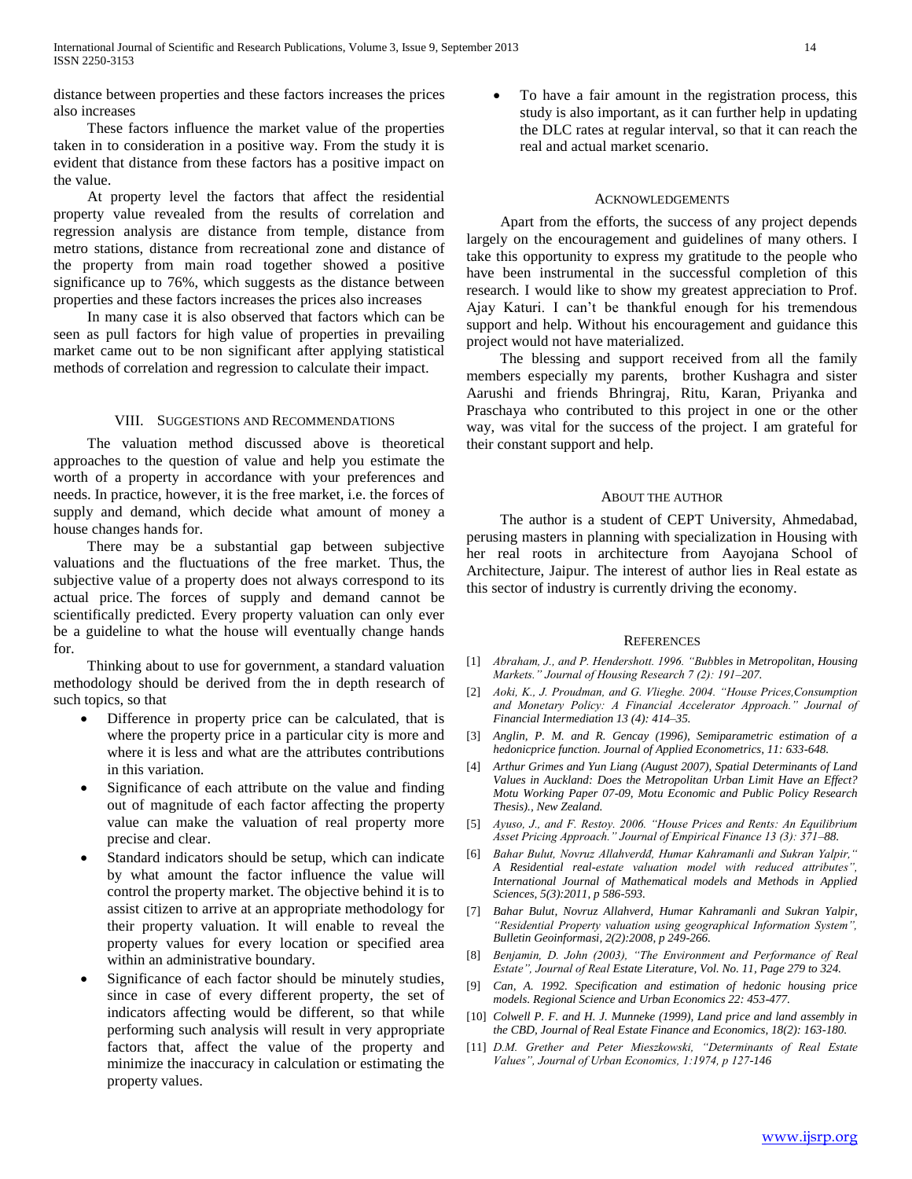distance between properties and these factors increases the prices also increases

These factors influence the market value of the properties taken in to consideration in a positive way. From the study it is evident that distance from these factors has a positive impact on the value.

At property level the factors that affect the residential property value revealed from the results of correlation and regression analysis are distance from temple, distance from metro stations, distance from recreational zone and distance of the property from main road together showed a positive significance up to 76%, which suggests as the distance between properties and these factors increases the prices also increases

In many case it is also observed that factors which can be seen as pull factors for high value of properties in prevailing market came out to be non significant after applying statistical methods of correlation and regression to calculate their impact.

## VIII. Suggestions and Recommendations

The valuation method discussed above is theoretical approaches to the question of value and help you estimate the worth of a property in accordance with your preferences and needs. In practice, however, it is the free market, i.e. the forces of supply and demand, which decide what amount of money a house changes hands for.

There may be a substantial gap between subjective valuations and the fluctuations of the free market. Thus, the subjective value of a property does not always correspond to its actual price. The forces of supply and demand cannot be scientifically predicted. Every property valuation can only ever be a guideline to what the house will eventually change hands for.

Thinking about to use for government, a standard valuation methodology should be derived from the in depth research of such topics, so that

- Difference in property price can be calculated, that is where the property price in a particular city is more and where it is less and what are the attributes contributions in this variation.
- Significance of each attribute on the value and finding out of magnitude of each factor affecting the property value can make the valuation of real property more precise and clear.
- Standard indicators should be setup, which can indicate by what amount the factor influence the value will control the property market. The objective behind it is to assist citizen to arrive at an appropriate methodology for their property valuation. It will enable to reveal the property values for every location or specified area within an administrative boundary.
- Significance of each factor should be minutely studies, since in case of every different property, the set of indicators affecting would be different, so that while performing such analysis will result in very appropriate factors that, affect the value of the property and minimize the inaccuracy in calculation or estimating the property values.
- To have a fair amount in the registration process, this study is also important, as it can further help in updating the DLC rates at regular interval, so that it can reach the real and actual market scenario.

## Acknowledgements

Apart from the efforts, the success of any project depends largely on the encouragement and guidelines of many others. I take this opportunity to express my gratitude to the people who have been instrumental in the successful completion of this research. I would like to show my greatest appreciation to Prof. Ajay Katuri. I can't be thankful enough for his tremendous support and help. Without his encouragement and guidance this project would not have materialized.

The blessing and support received from all the family members especially my parents, brother Kushagra and sister Aarushi and friends Bhringraj, Ritu, Karan, Priyanka and Praschaya who contributed to this project in one or the other way, was vital for the success of the project. I am grateful for their constant support and help.

## About the Author

The author is a student of CEPT University, Ahmedabad, perusing masters in planning with specialization in Housing with her real roots in architecture from Aayojana School of Architecture, Jaipur. The interest of author lies in Real estate as this sector of industry is currently driving the economy.

## References

[1] *Abraham, J., and P. Hendershott. 1996. "Bubbles in Metropolitan, Housing Markets." Journal of Housing Research 7 (2): 191–207.*

[2] *Aoki, K., J. Proudman, and G. Vlieghe. 2004. "House Prices,Consumption and Monetary Policy: A Financial Accelerator Approach." Journal of Financial Intermediation 13 (4): 414–35.*

[3] *Anglin, P. M. and R. Gencay (1996), Semiparametric estimation of a hedonicprice function. Journal of Applied Econometrics, 11: 633-648.*

[4] *Arthur Grimes and Yun Liang (August 2007), Spatial Determinants of Land Values in Auckland: Does the Metropolitan Urban Limit Have an Effect? Motu Working Paper 07-09, Motu Economic and Public Policy Research Thesis)., New Zealand.*

[5] *Ayuso, J., and F. Restoy. 2006. "House Prices and Rents: An Equilibrium Asset Pricing Approach." Journal of Empirical Finance 13 (3): 371–88.*

[6] *Bahar Bulut, Novruz Allahverdđ, Humar Kahramanli and Sukran Yalpir," A Residential real-estate valuation model with reduced attributes", International Journal of Mathematical models and Methods in Applied Sciences, 5(3):2011, p 586-593.*

[7] *Bahar Bulut, Novruz Allahverd, Humar Kahramanli and Sukran Yalpir, "Residential Property valuation using geographical Information System", Bulletin Geoinformasi, 2(2):2008, p 249-266.*

[8] *Benjamin, D. John (2003), "The Environment and Performance of Real Estate", Journal of Real Estate Literature, Vol. No. 11, Page 279 to 324.*

[9] *Can, A. 1992. Specification and estimation of hedonic housing price models. Regional Science and Urban Economics 22: 453-477.*

[10] *Colwell P. F. and H. J. Munneke (1999), Land price and land assembly in the CBD, Journal of Real Estate Finance and Economics, 18(2): 163-180.*

[11] *D.M. Grether and Peter Mieszkowski, "Determinants of Real Estate Values", Journal of Urban Economics, 1:1974, p 127-146*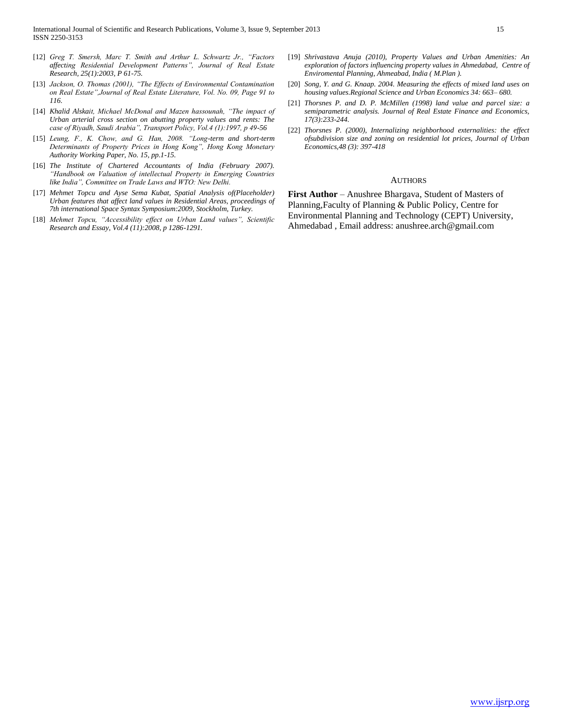[12] *Greg T. Smersh, Marc T. Smith and Arthur L. Schwartz Jr., "Factors affecting Residential Development Patterns", Journal of Real Estate Research, 25(1):2003, P 61-75.*

[13] *Jackson, O. Thomas (2001), "The Effects of Environmental Contamination on Real Estate",Journal of Real Estate Literature, Vol. No. 09, Page 91 to 116.*

[14] *Khalid Alskait, Michael McDonal and Mazen hassounah, "The impact of Urban arterial cross section on abutting property values and rents: The case of Riyadh, Saudi Arabia", Transport Policy, Vol.4 (1):1997, p 49-56*

[15] *Leung, F., K. Chow, and G. Han, 2008. "Long-term and short-term Determinants of Property Prices in Hong Kong", Hong Kong Monetary Authority Working Paper, No. 15, pp.1-15.*

[16] *The Institute of Chartered Accountants of India (February 2007). "Handbook on Valuation of intellectual Property in Emerging Countries like India", Committee on Trade Laws and WTO: New Delhi.*

[17] *Mehmet Topcu and Ayse Sema Kubat, Spatial Analysis of(Placeholder) Urban features that affect land values in Residential Areas, proceedings of 7th international Space Syntax Symposium:2009, Stockholm, Turkey.*

[18] *Mehmet Topcu, "Accessibility effect on Urban Land values", Scientific Research and Essay, Vol.4 (11):2008, p 1286-1291.*

[19] *Shrivastava Anuja (2010), Property Values and Urban Amenities: An exploration of factors influencing property values in Ahmedabad, Centre of Enviromental Planning, Ahmeabad, India ( M.Plan ).*

[20] *Song, Y. and G. Knaap. 2004. Measuring the effects of mixed land uses on housing values.Regional Science and Urban Economics 34: 663– 680.*

[21] *Thorsnes P. and D. P. McMillen (1998) land value and parcel size: a semiparametric analysis. Journal of Real Estate Finance and Economics, 17(3):233-244.*

[22] *Thorsnes P. (2000), Internalizing neighborhood externalities: the effect ofsubdivision size and zoning on residential lot prices, Journal of Urban Economics,48 (3): 397-418*

## AUTHORS

**First Author** – Anushree Bhargava, Student of Masters of Planning,Faculty of Planning & Public Policy, Centre for Environmental Planning and Technology (CEPT) University, Ahmedabad , Email address: anushree.arch@gmail.com